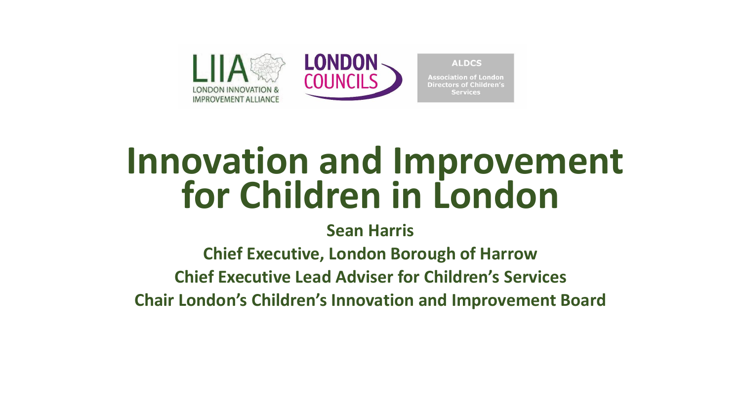LIIA
LONDON INNOVATION & IMPROVEMENT ALLIANCE

LONDON COUNCILS

ALDCS
Association of London Directors of Children's Services

# Innovation and Improvement for Children in London

**Sean Harris**

**Chief Executive, London Borough of Harrow**

**Chief Executive Lead Adviser for Children's Services**

**Chair London's Children's Innovation and Improvement Board**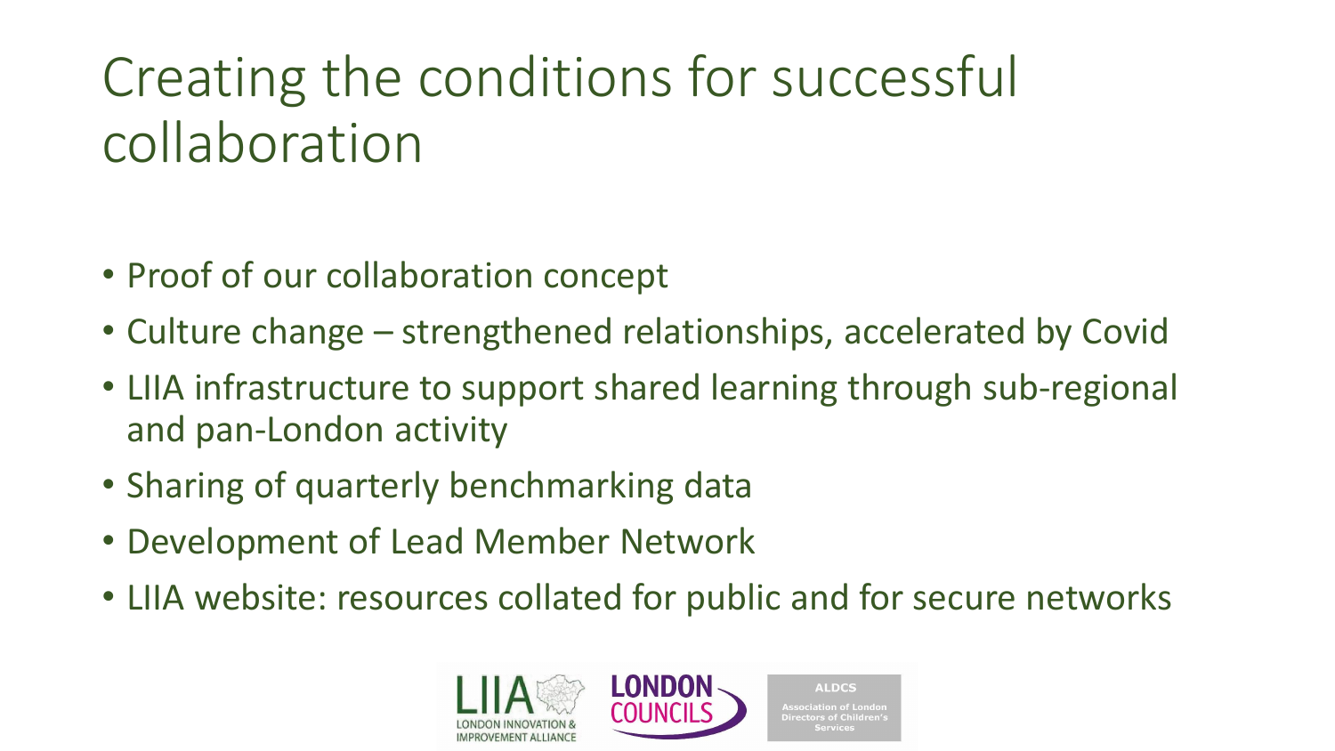# Creating the conditions for successful collaboration

- Proof of our collaboration concept
- Culture change – strengthened relationships, accelerated by Covid
- LIIA infrastructure to support shared learning through sub-regional and pan-London activity
- Sharing of quarterly benchmarking data
- Development of Lead Member Network
- LIIA website: resources collated for public and for secure networks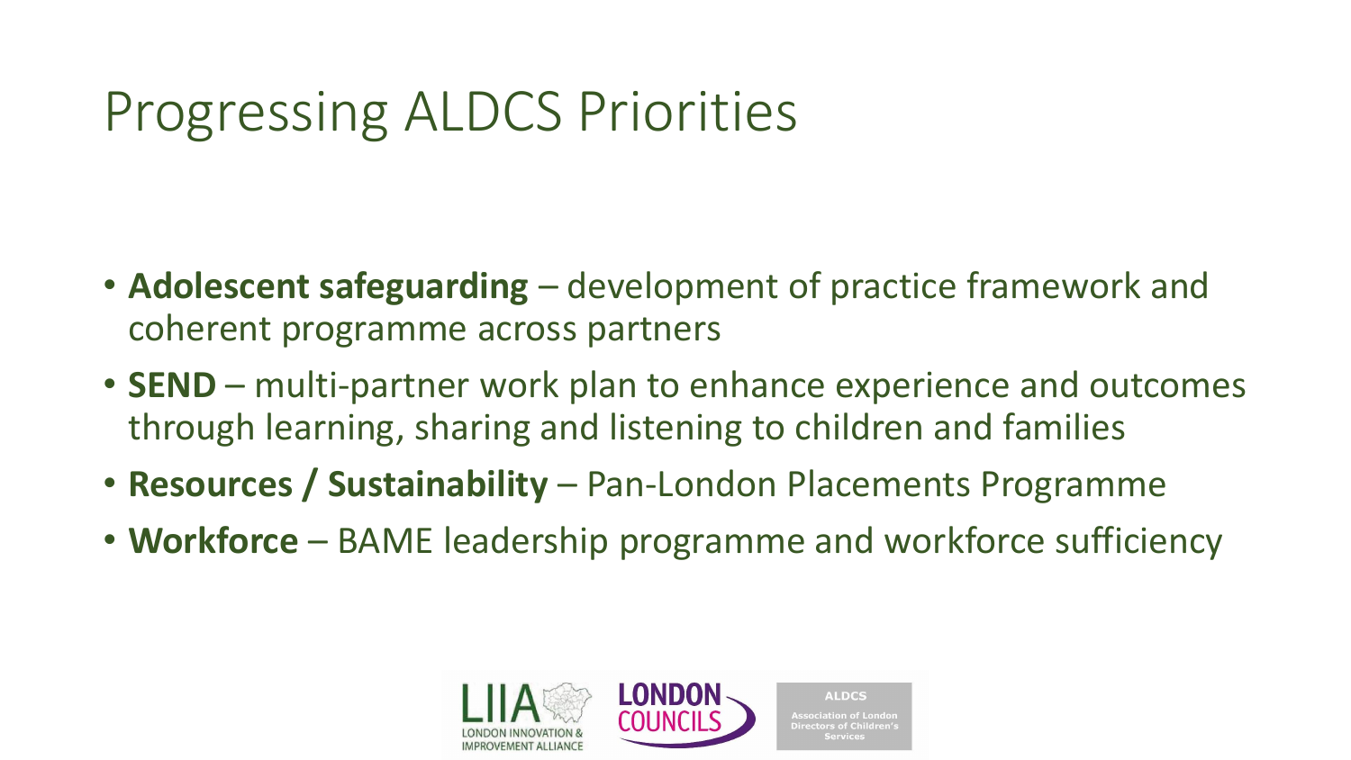# Progressing ALDCS Priorities

- **Adolescent safeguarding** – development of practice framework and coherent programme across partners
- **SEND** – multi-partner work plan to enhance experience and outcomes through learning, sharing and listening to children and families
- **Resources / Sustainability** – Pan-London Placements Programme
- **Workforce** – BAME leadership programme and workforce sufficiency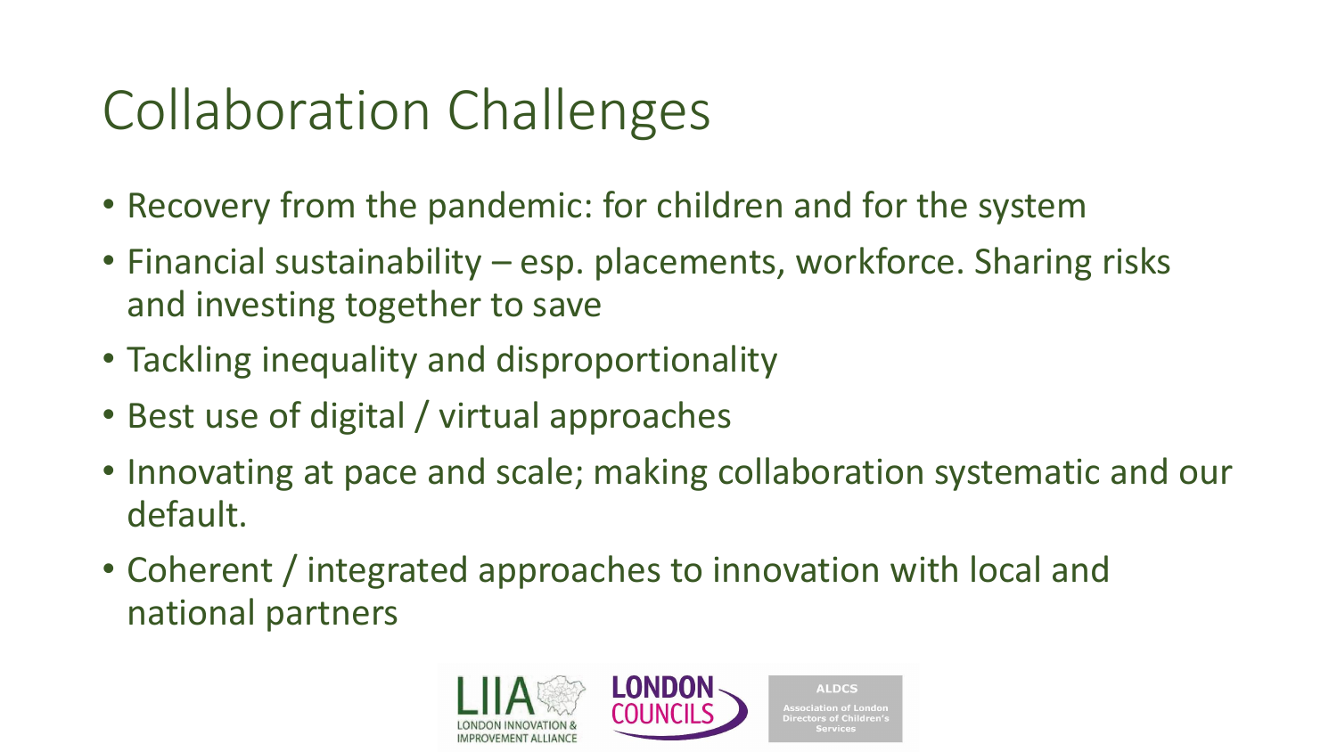# Collaboration Challenges

- Recovery from the pandemic: for children and for the system
- Financial sustainability – esp. placements, workforce. Sharing risks and investing together to save
- Tackling inequality and disproportionality
- Best use of digital / virtual approaches
- Innovating at pace and scale; making collaboration systematic and our default.
- Coherent / integrated approaches to innovation with local and national partners

LIIA LONDON INNOVATION & IMPROVEMENT ALLIANCE

LONDON COUNCILS

ALDCS Association of London Directors of Children's Services